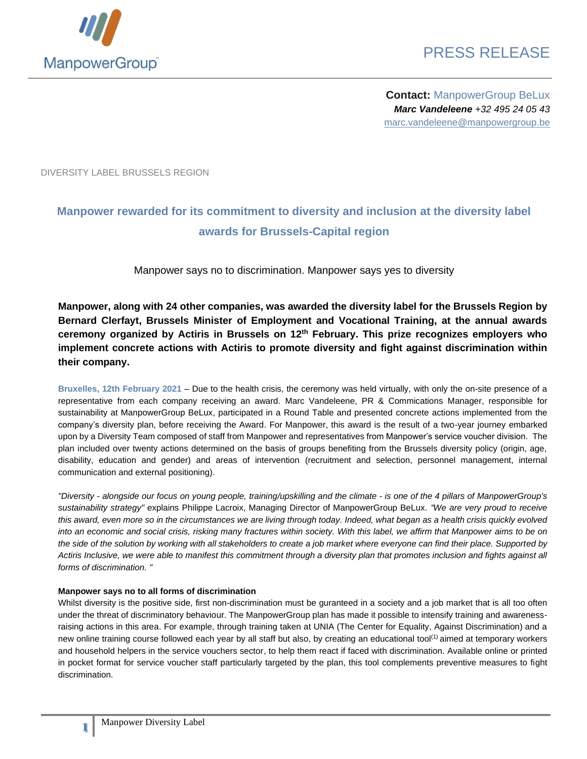ManpowerGroup

PRESS RELEASE

**Contact:** ManpowerGroup BeLux
***Marc Vandeleene*** *+32 495 24 05 43*
marc.vandeleene@manpowergroup.be

DIVERSITY LABEL BRUSSELS REGION

## Manpower rewarded for its commitment to diversity and inclusion at the diversity label awards for Brussels-Capital region

Manpower says no to discrimination. Manpower says yes to diversity

**Manpower, along with 24 other companies, was awarded the diversity label for the Brussels Region by Bernard Clerfayt, Brussels Minister of Employment and Vocational Training, at the annual awards ceremony organized by Actiris in Brussels on 12th February. This prize recognizes employers who implement concrete actions with Actiris to promote diversity and fight against discrimination within their company.**

**Bruxelles, 12th February 2021** – Due to the health crisis, the ceremony was held virtually, with only the on-site presence of a representative from each company receiving an award. Marc Vandeleene, PR & Commications Manager, responsible for sustainability at ManpowerGroup BeLux, participated in a Round Table and presented concrete actions implemented from the company's diversity plan, before receiving the Award. For Manpower, this award is the result of a two-year journey embarked upon by a Diversity Team composed of staff from Manpower and representatives from Manpower's service voucher division. The plan included over twenty actions determined on the basis of groups benefiting from the Brussels diversity policy (origin, age, disability, education and gender) and areas of intervention (recruitment and selection, personnel management, internal communication and external positioning).

*"Diversity - alongside our focus on young people, training/upskilling and the climate - is one of the 4 pillars of ManpowerGroup's sustainability strategy"* explains Philippe Lacroix, Managing Director of ManpowerGroup BeLux. *"We are very proud to receive this award, even more so in the circumstances we are living through today. Indeed, what began as a health crisis quickly evolved into an economic and social crisis, risking many fractures within society. With this label, we affirm that Manpower aims to be on the side of the solution by working with all stakeholders to create a job market where everyone can find their place. Supported by Actiris Inclusive, we were able to manifest this commitment through a diversity plan that promotes inclusion and fights against all forms of discrimination. "*

### Manpower says no to all forms of discrimination

Whilst diversity is the positive side, first non-discrimination must be guranteed in a society and a job market that is all too often under the threat of discriminatory behaviour. The ManpowerGroup plan has made it possible to intensify training and awareness-raising actions in this area. For example, through training taken at UNIA (The Center for Equality, Against Discrimination) and a new online training course followed each year by all staff but also, by creating an educational tool(1) aimed at temporary workers and household helpers in the service vouchers sector, to help them react if faced with discrimination. Available online or printed in pocket format for service voucher staff particularly targeted by the plan, this tool complements preventive measures to fight discrimination.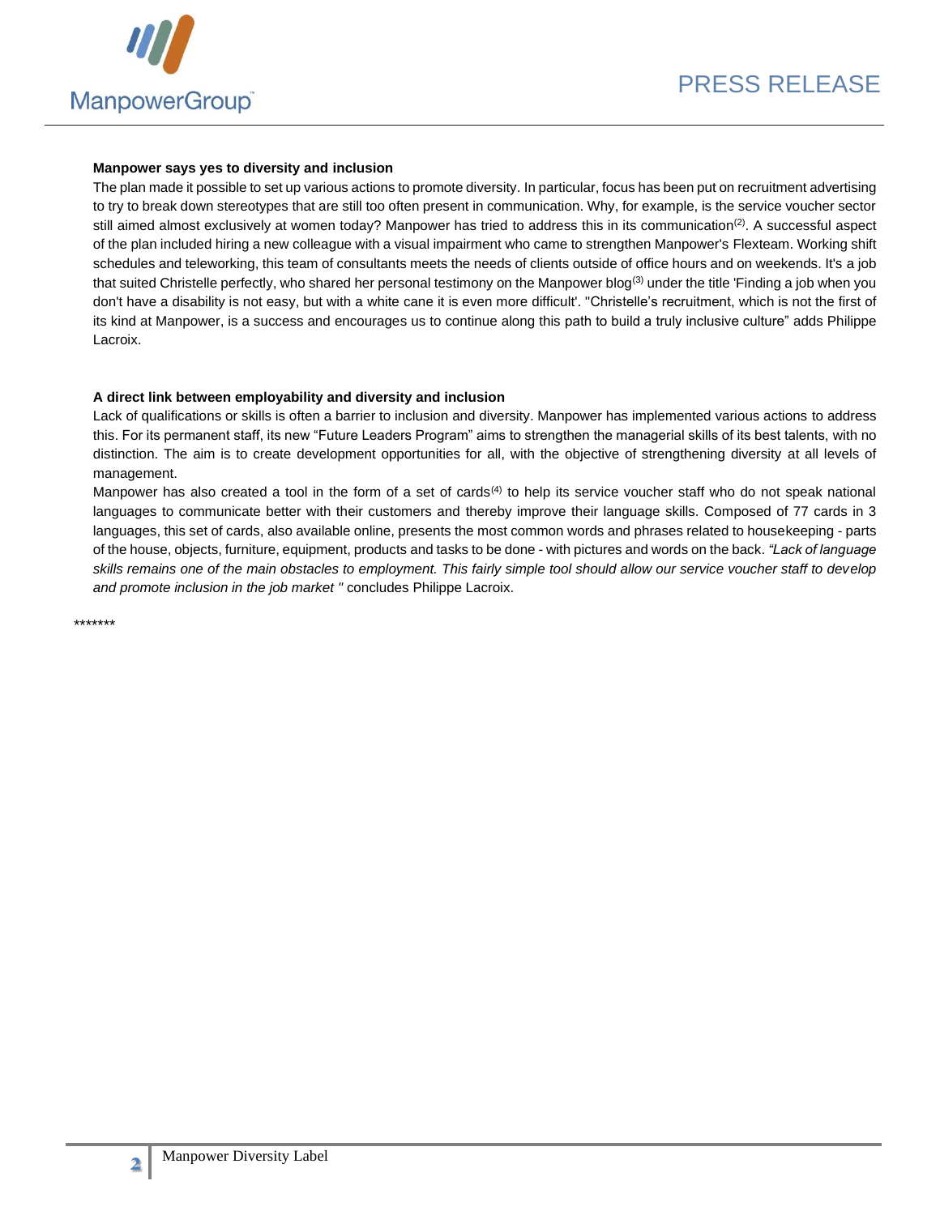**Manpower says yes to diversity and inclusion**

The plan made it possible to set up various actions to promote diversity. In particular, focus has been put on recruitment advertising to try to break down stereotypes that are still too often present in communication. Why, for example, is the service voucher sector still aimed almost exclusively at women today? Manpower has tried to address this in its communication[2]. A successful aspect of the plan included hiring a new colleague with a visual impairment who came to strengthen Manpower's Flexteam. Working shift schedules and teleworking, this team of consultants meets the needs of clients outside of office hours and on weekends. It's a job that suited Christelle perfectly, who shared her personal testimony on the Manpower blog[3] under the title 'Finding a job when you don't have a disability is not easy, but with a white cane it is even more difficult'. "Christelle's recruitment, which is not the first of its kind at Manpower, is a success and encourages us to continue along this path to build a truly inclusive culture" adds Philippe Lacroix.

**A direct link between employability and diversity and inclusion**

Lack of qualifications or skills is often a barrier to inclusion and diversity. Manpower has implemented various actions to address this. For its permanent staff, its new "Future Leaders Program" aims to strengthen the managerial skills of its best talents, with no distinction. The aim is to create development opportunities for all, with the objective of strengthening diversity at all levels of management.

Manpower has also created a tool in the form of a set of cards[4] to help its service voucher staff who do not speak national languages to communicate better with their customers and thereby improve their language skills. Composed of 77 cards in 3 languages, this set of cards, also available online, presents the most common words and phrases related to housekeeping - parts of the house, objects, furniture, equipment, products and tasks to be done - with pictures and words on the back. *"Lack of language skills remains one of the main obstacles to employment. This fairly simple tool should allow our service voucher staff to develop and promote inclusion in the job market "* concludes Philippe Lacroix.

*******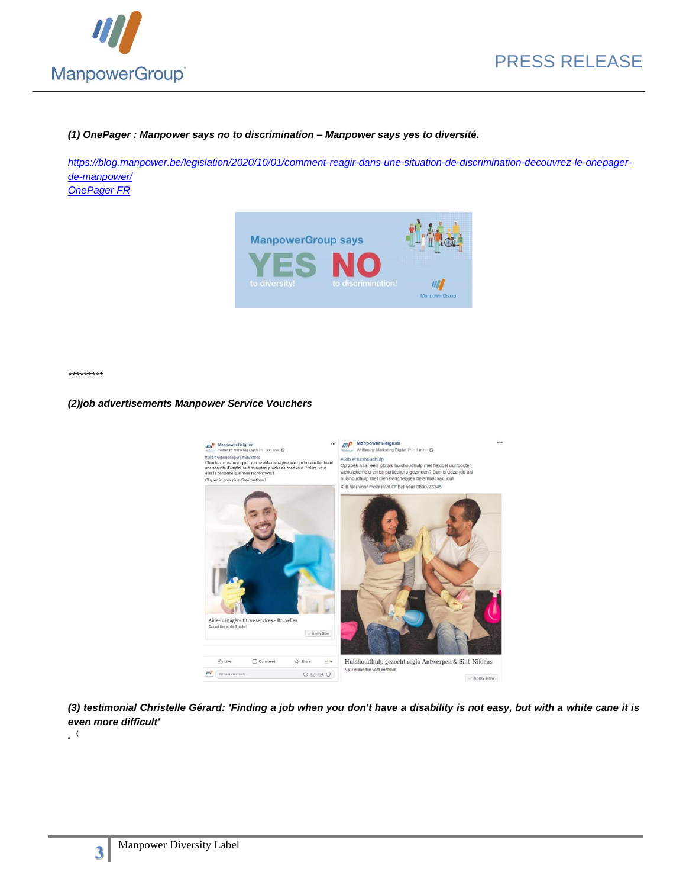*(1) OnePager : Manpower says no to discrimination – Manpower says yes to diversité.*

https://blog.manpower.be/legislation/2020/10/01/comment-reagir-dans-une-situation-de-discrimination-decouvrez-le-onepager-de-manpower/
OnePager FR

*********

*(2)job advertisements Manpower Service Vouchers*

*(3) testimonial Christelle Gérard: 'Finding a job when you don't have a disability is not easy, but with a white cane it is even more difficult'*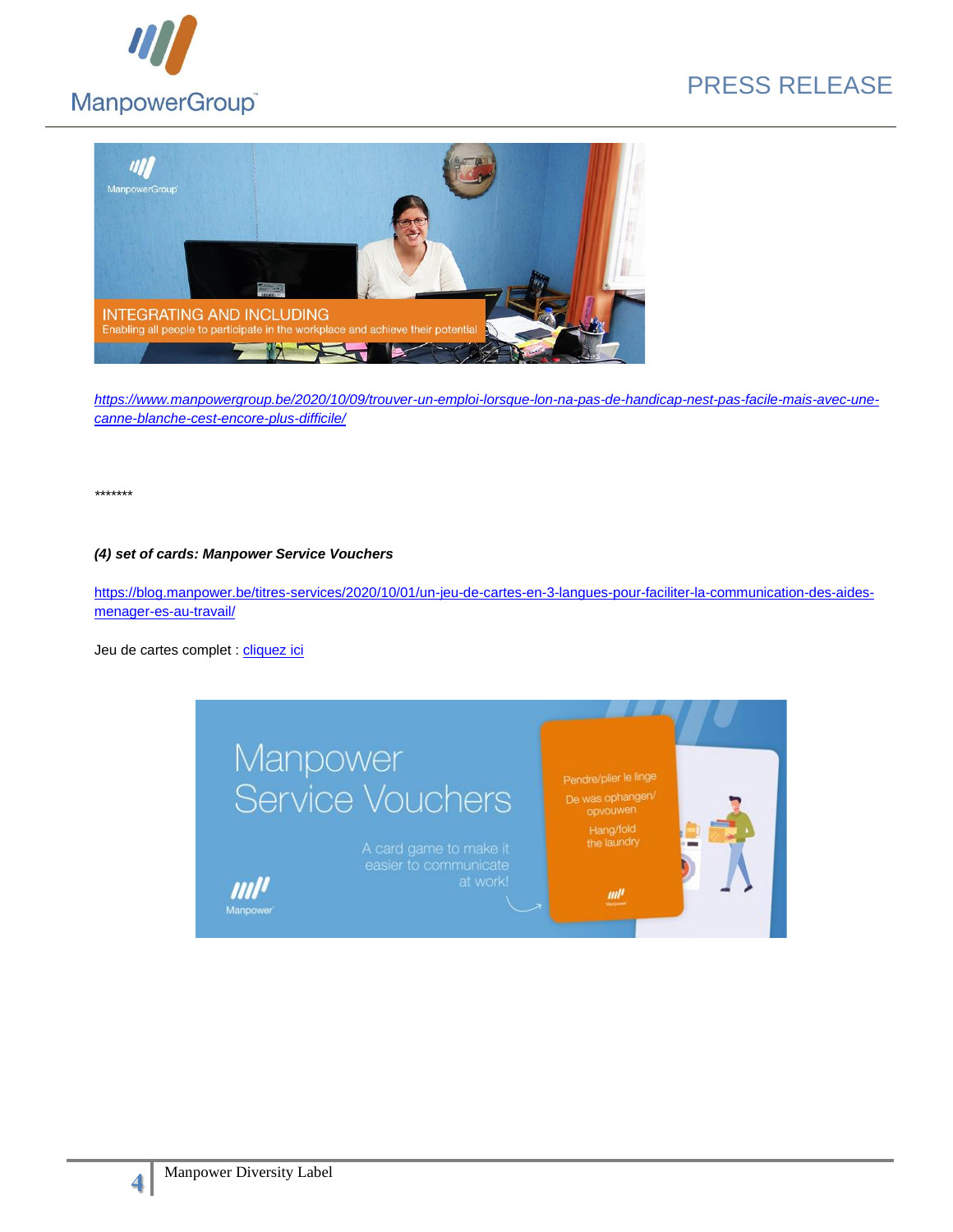*https://www.manpowergroup.be/2020/10/09/trouver-un-emploi-lorsque-lon-na-pas-de-handicap-nest-pas-facile-mais-avec-une-canne-blanche-cest-encore-plus-difficile/*

*\*\*\*\*\*\*\**

***(4) set of cards: Manpower Service Vouchers***

https://blog.manpower.be/titres-services/2020/10/01/un-jeu-de-cartes-en-3-langues-pour-faciliter-la-communication-des-aides-menager-es-au-travail/

Jeu de cartes complet : cliquez ici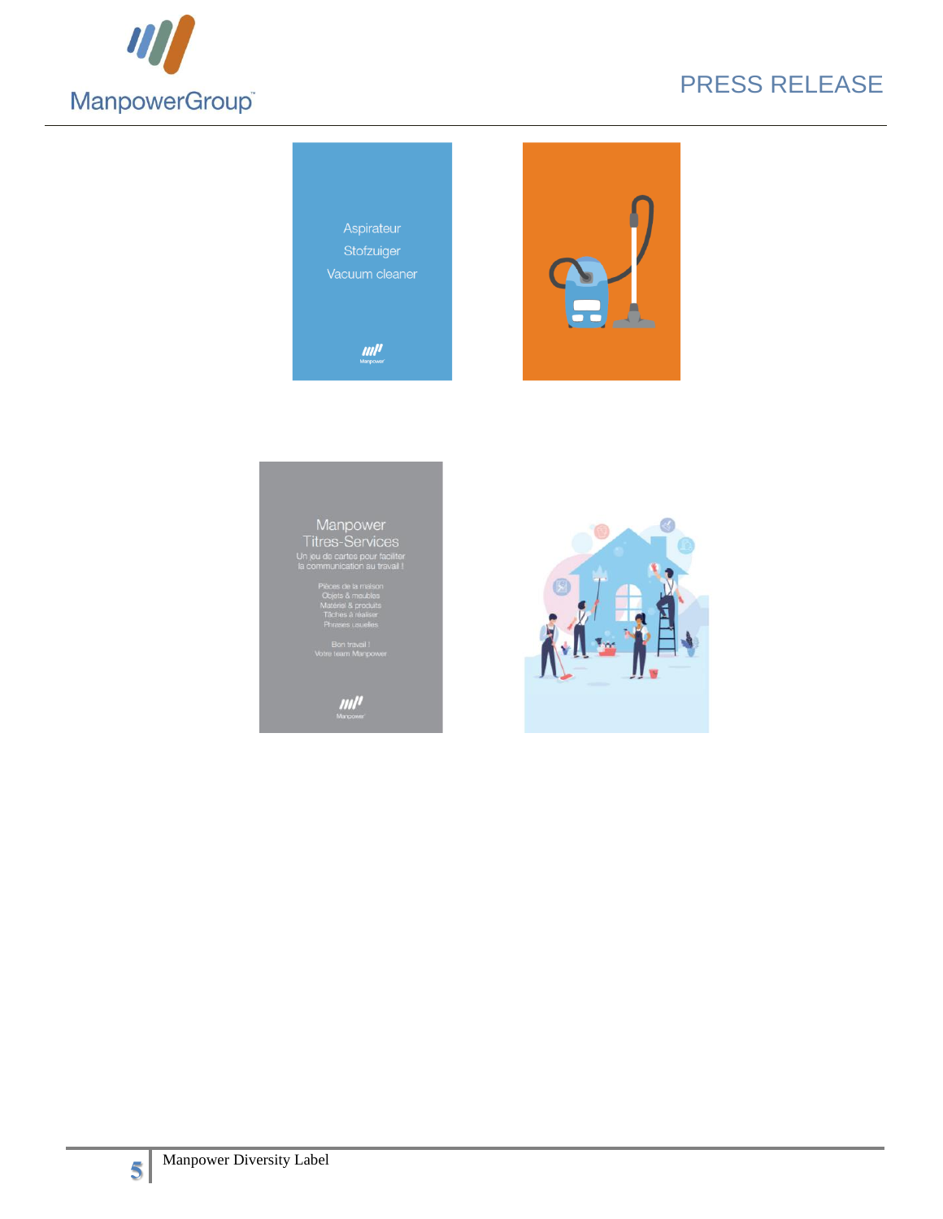Aspirateur
Stofzuiger
Vacuum cleaner

Manpower
Titres-Services
Un jeu de cartes pour faciliter la communication au travail !

Pièces de la maison
Objets & meubles
Matériel & produits
Tâches à réaliser
Phrases usuelles

Bon travail !
Votre team Manpower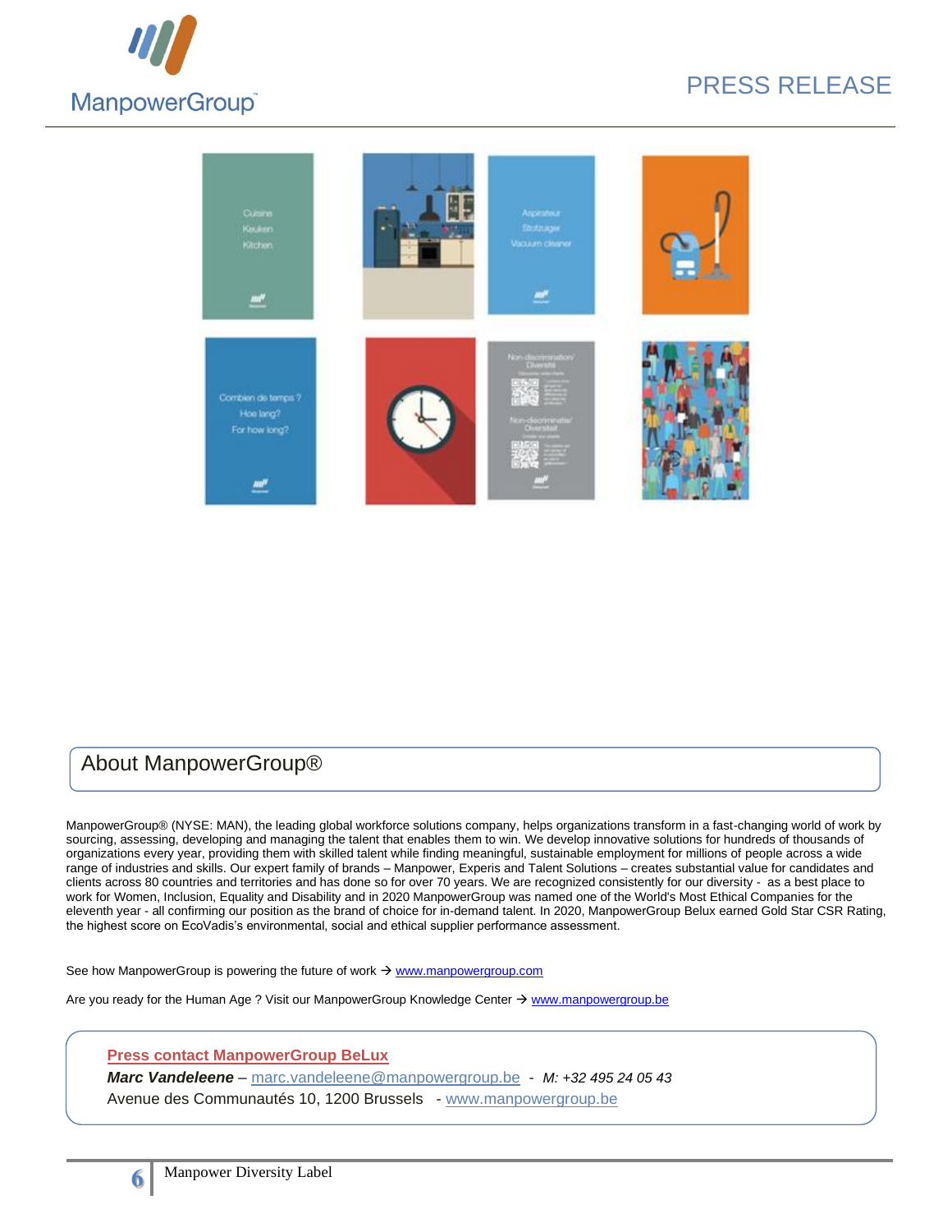## About ManpowerGroup®

ManpowerGroup® (NYSE: MAN), the leading global workforce solutions company, helps organizations transform in a fast-changing world of work by sourcing, assessing, developing and managing the talent that enables them to win. We develop innovative solutions for hundreds of thousands of organizations every year, providing them with skilled talent while finding meaningful, sustainable employment for millions of people across a wide range of industries and skills. Our expert family of brands – Manpower, Experis and Talent Solutions – creates substantial value for candidates and clients across 80 countries and territories and has done so for over 70 years. We are recognized consistently for our diversity - as a best place to work for Women, Inclusion, Equality and Disability and in 2020 ManpowerGroup was named one of the World's Most Ethical Companies for the eleventh year - all confirming our position as the brand of choice for in-demand talent. In 2020, ManpowerGroup Belux earned Gold Star CSR Rating, the highest score on EcoVadis's environmental, social and ethical supplier performance assessment.

See how ManpowerGroup is powering the future of work → www.manpowergroup.com

Are you ready for the Human Age ? Visit our ManpowerGroup Knowledge Center → www.manpowergroup.be

**Press contact ManpowerGroup BeLux**

***Marc Vandeleene*** – marc.vandeleene@manpowergroup.be - *M: +32 495 24 05 43*

Avenue des Communautés 10, 1200 Brussels - www.manpowergroup.be